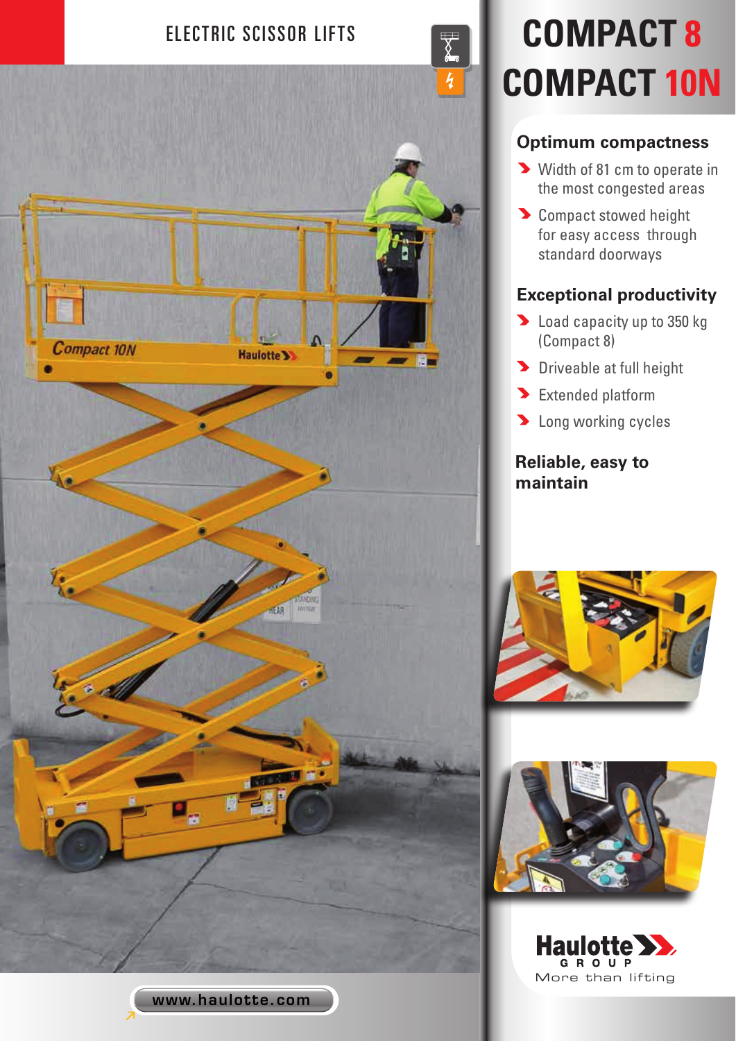ELECTRIC SCISSOR LIFTS

# COMPACT 8
# COMPACT 10N

## Optimum compactness

- Width of 81 cm to operate in the most congested areas
- Compact stowed height for easy access through standard doorways

## Exceptional productivity

- Load capacity up to 350 kg (Compact 8)
- Driveable at full height
- Extended platform
- Long working cycles

## Reliable, easy to maintain

Haulotte GROUP
More than lifting

www.haulotte.com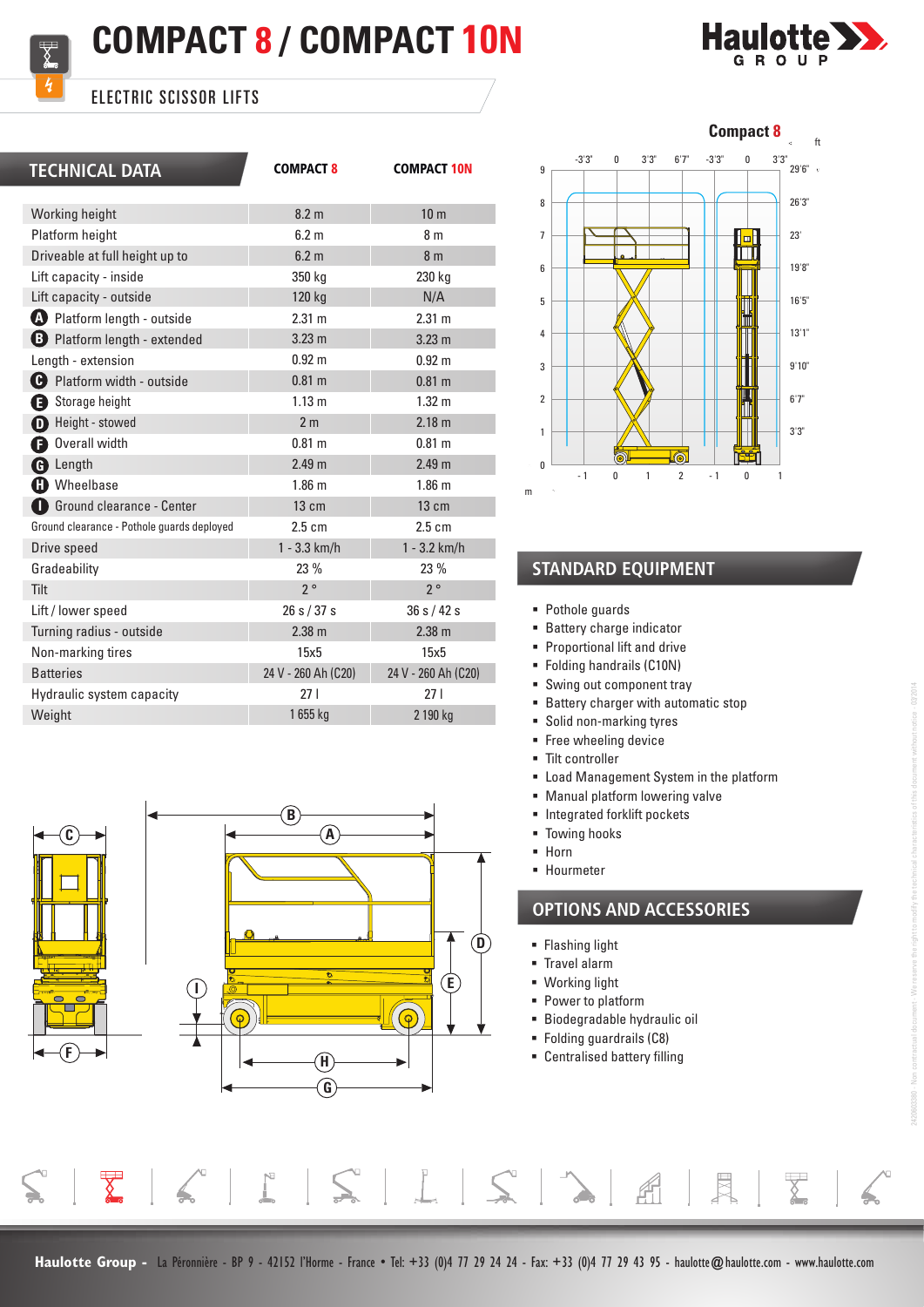# COMPACT 8 / COMPACT 10N

ELECTRIC SCISSOR LIFTS

## TECHNICAL DATA

| TECHNICAL DATA | COMPACT 8 | COMPACT 10N |
|---|---|---|
| Working height | 8.2 m | 10 m |
| Platform height | 6.2 m | 8 m |
| Driveable at full height up to | 6.2 m | 8 m |
| Lift capacity - inside | 350 kg | 230 kg |
| Lift capacity - outside | 120 kg | N/A |
| A Platform length - outside | 2.31 m | 2.31 m |
| B Platform length - extended | 3.23 m | 3.23 m |
| Length - extension | 0.92 m | 0.92 m |
| C Platform width - outside | 0.81 m | 0.81 m |
| E Storage height | 1.13 m | 1.32 m |
| D Height - stowed | 2 m | 2.18 m |
| F Overall width | 0.81 m | 0.81 m |
| G Length | 2.49 m | 2.49 m |
| H Wheelbase | 1.86 m | 1.86 m |
| I Ground clearance - Center | 13 cm | 13 cm |
| Ground clearance - Pothole guards deployed | 2.5 cm | 2.5 cm |
| Drive speed | 1 - 3.3 km/h | 1 - 3.2 km/h |
| Gradeability | 23 % | 23 % |
| Tilt | 2 ° | 2 ° |
| Lift / lower speed | 26 s / 37 s | 36 s / 42 s |
| Turning radius - outside | 2.38 m | 2.38 m |
| Non-marking tires | 15x5 | 15x5 |
| Batteries | 24 V - 260 Ah (C20) | 24 V - 260 Ah (C20) |
| Hydraulic system capacity | 27 l | 27 l |
| Weight | 1 655 kg | 2 190 kg |

Compact 8

m: 0 1 2 3 4 5 6 7 8 9

ft: 3'3" 6'7" 9'10" 13'1" 16'5" 19'8" 23' 26'3" 29'6"

## STANDARD EQUIPMENT

- Pothole guards
- Battery charge indicator
- Proportional lift and drive
- Folding handrails (C10N)
- Swing out component tray
- Battery charger with automatic stop
- Solid non-marking tyres
- Free wheeling device
- Tilt controller
- Load Management System in the platform
- Manual platform lowering valve
- Integrated forklift pockets
- Towing hooks
- Horn
- Hourmeter

## OPTIONS AND ACCESSORIES

- Flashing light
- Travel alarm
- Working light
- Power to platform
- Biodegradable hydraulic oil
- Folding guardrails (C8)
- Centralised battery filling

**Haulotte Group -** La Péronnière - BP 9 - 42152 l'Horme - France • Tel: +33 (0)4 77 29 24 24 - Fax: +33 (0)4 77 29 43 95 - haulotte@haulotte.com - www.haulotte.com